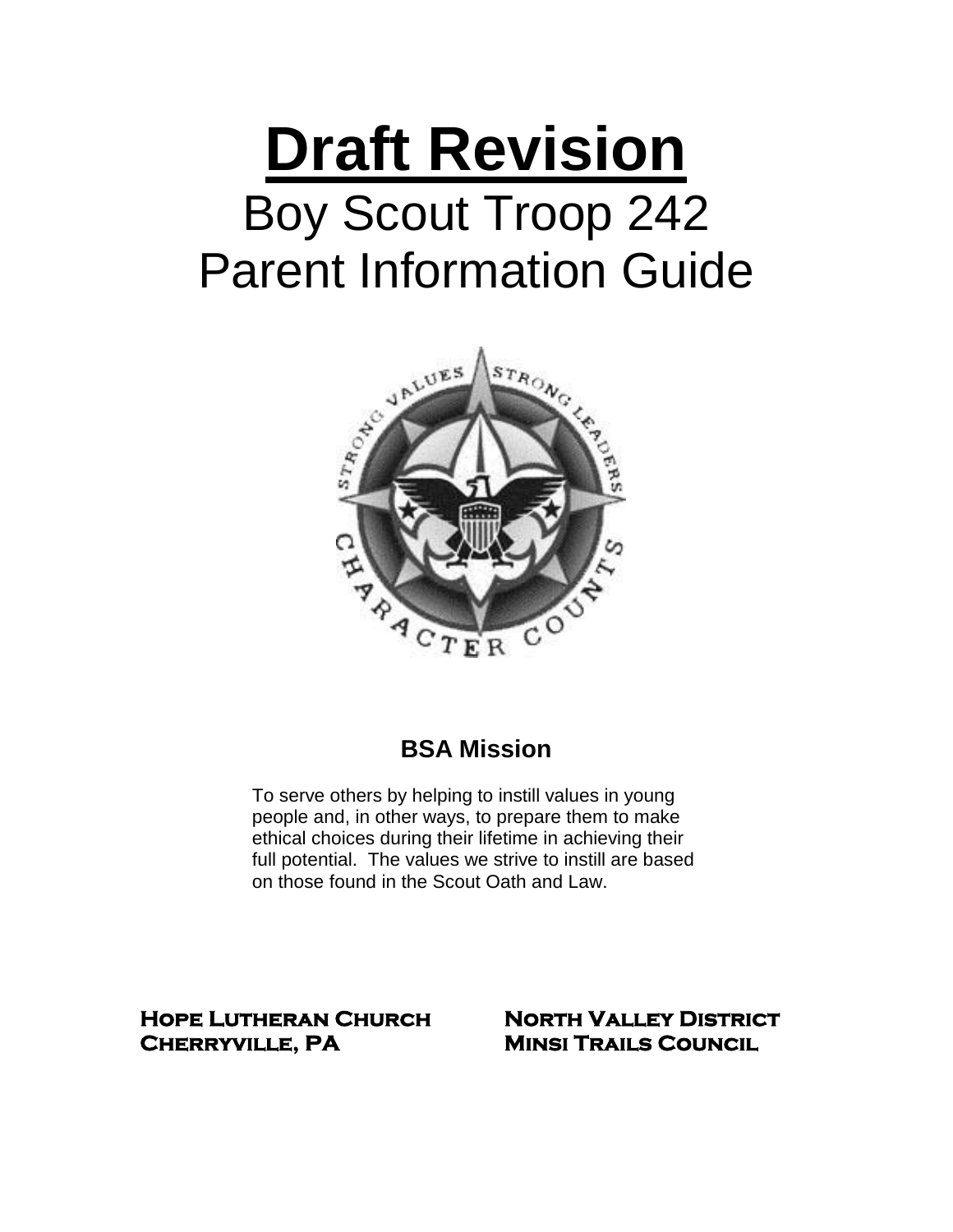# Draft Revision

# Boy Scout Troop 242
# Parent Information Guide

## BSA Mission

To serve others by helping to instill values in young people and, in other ways, to prepare them to make ethical choices during their lifetime in achieving their full potential. The values we strive to instill are based on those found in the Scout Oath and Law.

**Hope Lutheran Church**
**Cherryville, PA**

**North Valley District**
**Minsi Trails Council**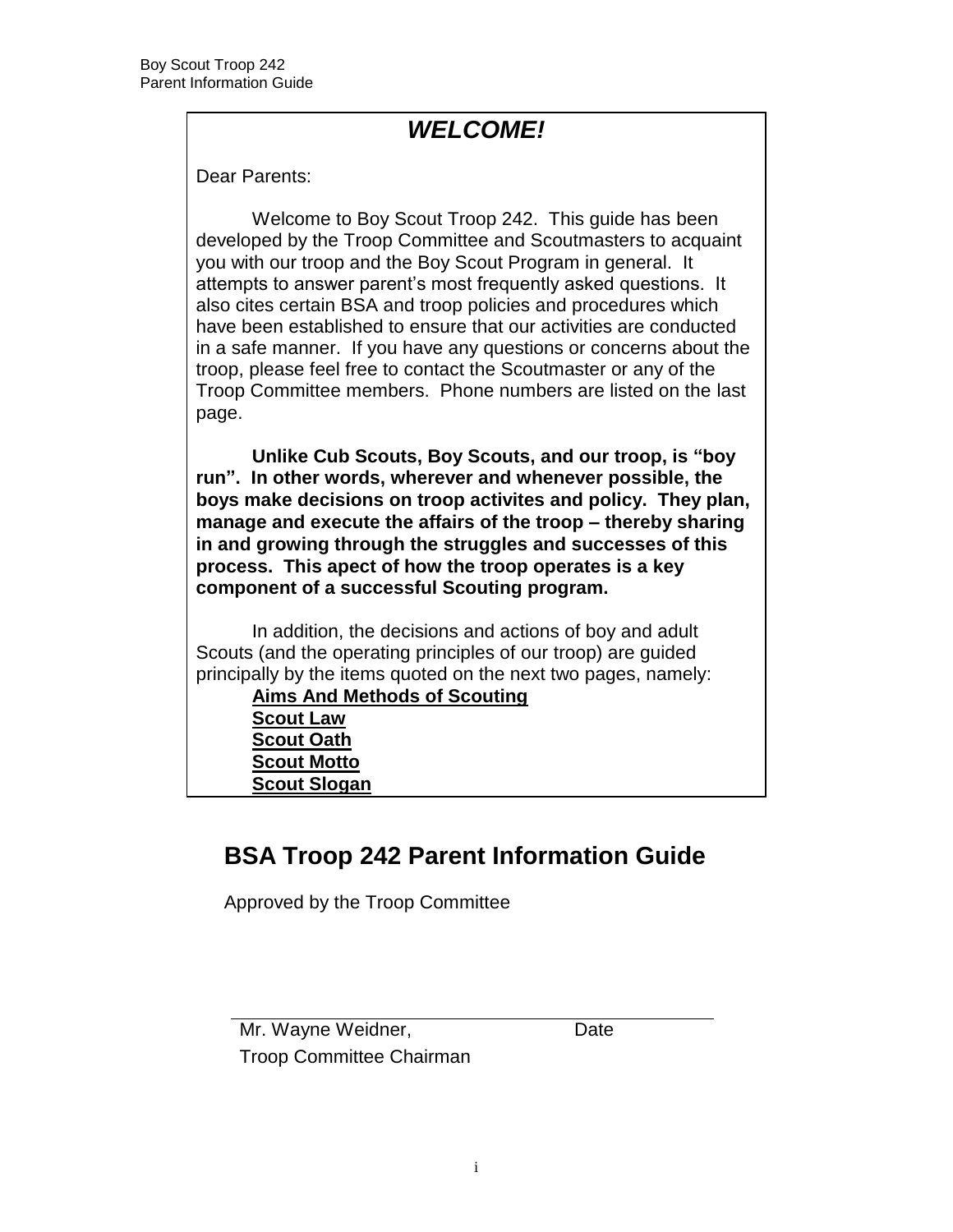# *WELCOME!*

Dear Parents:

Welcome to Boy Scout Troop 242. This guide has been developed by the Troop Committee and Scoutmasters to acquaint you with our troop and the Boy Scout Program in general. It attempts to answer parent's most frequently asked questions. It also cites certain BSA and troop policies and procedures which have been established to ensure that our activities are conducted in a safe manner. If you have any questions or concerns about the troop, please feel free to contact the Scoutmaster or any of the Troop Committee members. Phone numbers are listed on the last page.

**Unlike Cub Scouts, Boy Scouts, and our troop, is "boy run". In other words, wherever and whenever possible, the boys make decisions on troop activites and policy. They plan, manage and execute the affairs of the troop – thereby sharing in and growing through the struggles and successes of this process. This apect of how the troop operates is a key component of a successful Scouting program.**

In addition, the decisions and actions of boy and adult Scouts (and the operating principles of our troop) are guided principally by the items quoted on the next two pages, namely:

**<u>Aims And Methods of Scouting</u>**
**<u>Scout Law</u>**
**<u>Scout Oath</u>**
**<u>Scout Motto</u>**
**<u>Scout Slogan</u>**

## BSA Troop 242 Parent Information Guide

Approved by the Troop Committee

Mr. Wayne Weidner, Date
Troop Committee Chairman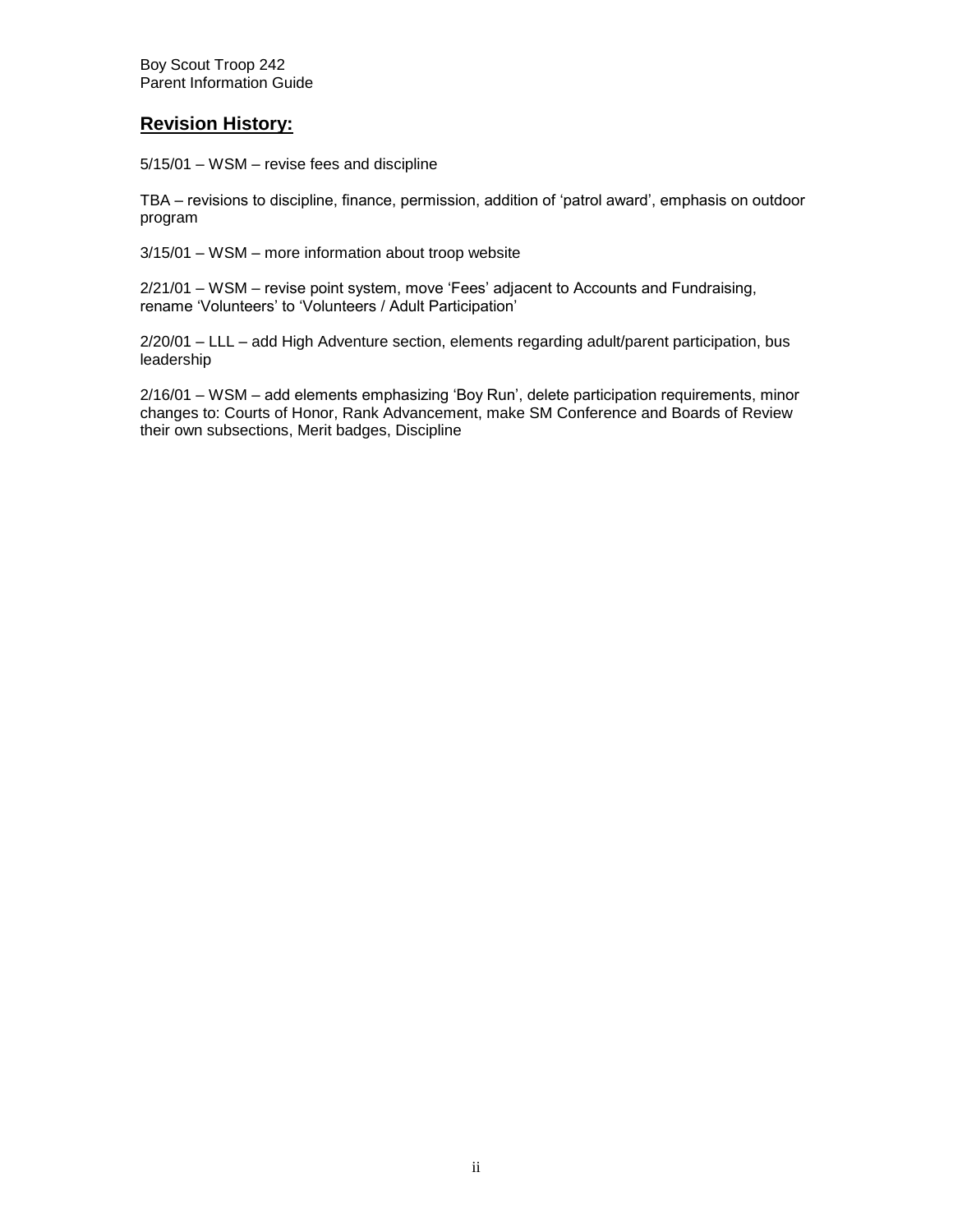## Revision History:

5/15/01 – WSM – revise fees and discipline

TBA – revisions to discipline, finance, permission, addition of 'patrol award', emphasis on outdoor program

3/15/01 – WSM – more information about troop website

2/21/01 – WSM – revise point system, move 'Fees' adjacent to Accounts and Fundraising, rename 'Volunteers' to 'Volunteers / Adult Participation'

2/20/01 – LLL – add High Adventure section, elements regarding adult/parent participation, bus leadership

2/16/01 – WSM – add elements emphasizing 'Boy Run', delete participation requirements, minor changes to: Courts of Honor, Rank Advancement, make SM Conference and Boards of Review their own subsections, Merit badges, Discipline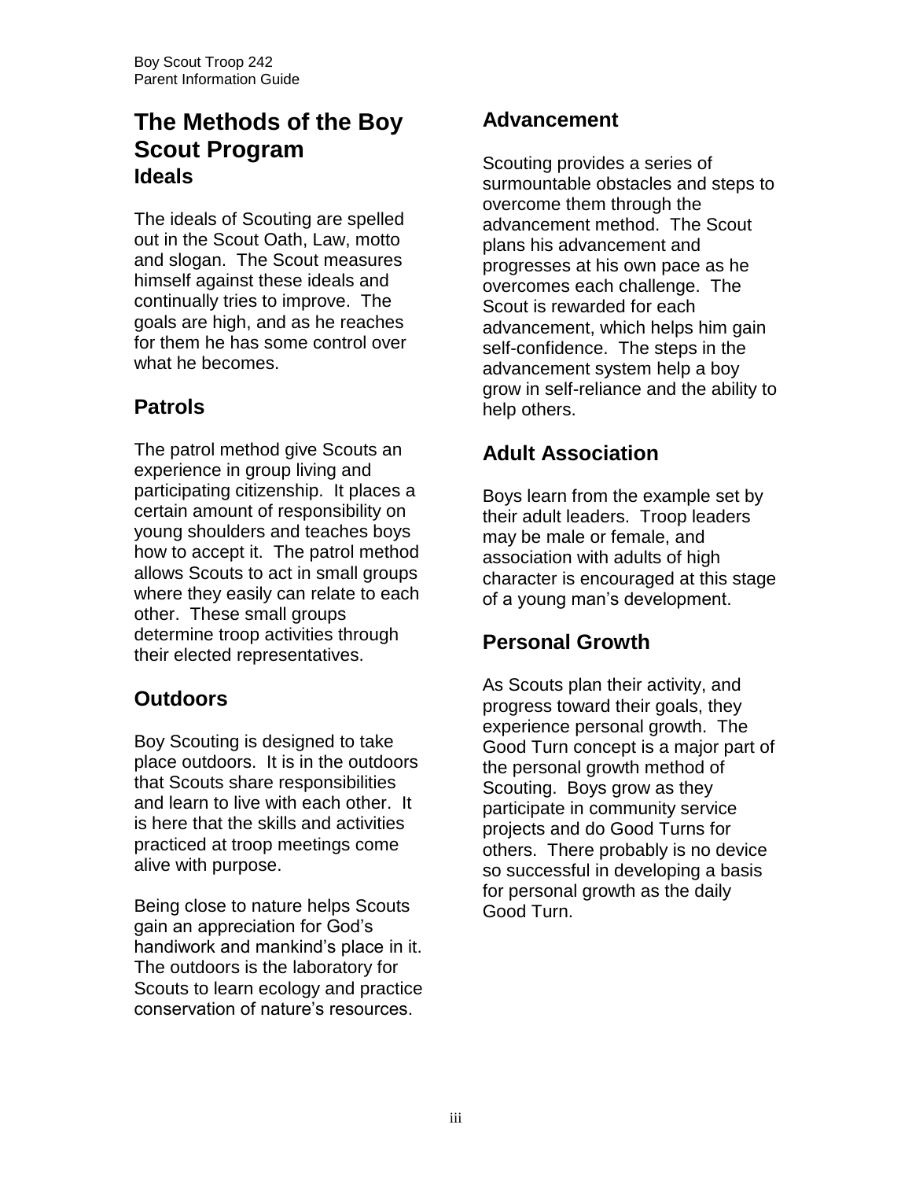# The Methods of the Boy Scout Program

## Ideals

The ideals of Scouting are spelled out in the Scout Oath, Law, motto and slogan. The Scout measures himself against these ideals and continually tries to improve. The goals are high, and as he reaches for them he has some control over what he becomes.

## Patrols

The patrol method give Scouts an experience in group living and participating citizenship. It places a certain amount of responsibility on young shoulders and teaches boys how to accept it. The patrol method allows Scouts to act in small groups where they easily can relate to each other. These small groups determine troop activities through their elected representatives.

## Outdoors

Boy Scouting is designed to take place outdoors. It is in the outdoors that Scouts share responsibilities and learn to live with each other. It is here that the skills and activities practiced at troop meetings come alive with purpose.

Being close to nature helps Scouts gain an appreciation for God's handiwork and mankind's place in it. The outdoors is the laboratory for Scouts to learn ecology and practice conservation of nature's resources.

## Advancement

Scouting provides a series of surmountable obstacles and steps to overcome them through the advancement method. The Scout plans his advancement and progresses at his own pace as he overcomes each challenge. The Scout is rewarded for each advancement, which helps him gain self-confidence. The steps in the advancement system help a boy grow in self-reliance and the ability to help others.

## Adult Association

Boys learn from the example set by their adult leaders. Troop leaders may be male or female, and association with adults of high character is encouraged at this stage of a young man's development.

## Personal Growth

As Scouts plan their activity, and progress toward their goals, they experience personal growth. The Good Turn concept is a major part of the personal growth method of Scouting. Boys grow as they participate in community service projects and do Good Turns for others. There probably is no device so successful in developing a basis for personal growth as the daily Good Turn.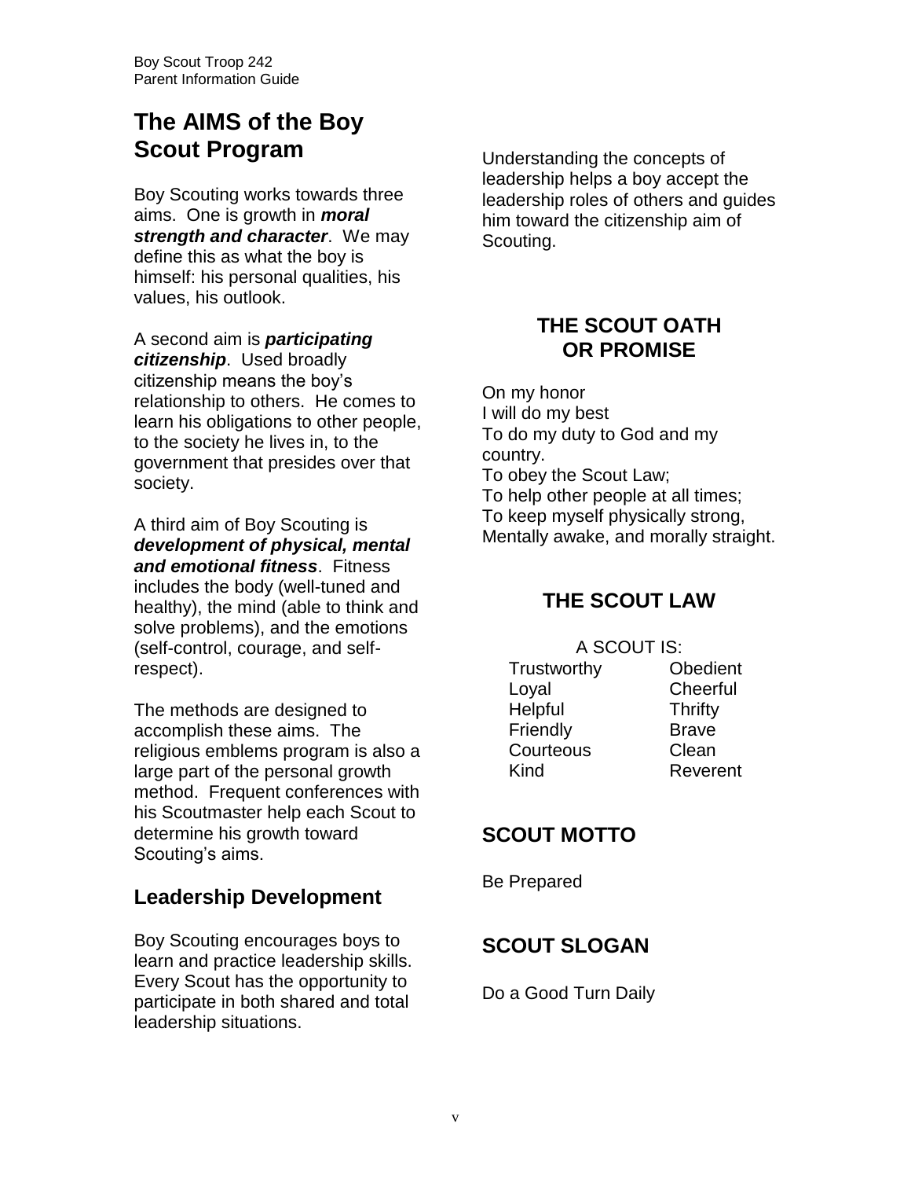# The AIMS of the Boy Scout Program

Boy Scouting works towards three aims. One is growth in ***moral strength and character***. We may define this as what the boy is himself: his personal qualities, his values, his outlook.

A second aim is ***participating citizenship***. Used broadly citizenship means the boy's relationship to others. He comes to learn his obligations to other people, to the society he lives in, to the government that presides over that society.

A third aim of Boy Scouting is ***development of physical, mental and emotional fitness***. Fitness includes the body (well-tuned and healthy), the mind (able to think and solve problems), and the emotions (self-control, courage, and self-respect).

The methods are designed to accomplish these aims. The religious emblems program is also a large part of the personal growth method. Frequent conferences with his Scoutmaster help each Scout to determine his growth toward Scouting's aims.

## Leadership Development

Boy Scouting encourages boys to learn and practice leadership skills. Every Scout has the opportunity to participate in both shared and total leadership situations.

Understanding the concepts of leadership helps a boy accept the leadership roles of others and guides him toward the citizenship aim of Scouting.

## THE SCOUT OATH OR PROMISE

On my honor
I will do my best
To do my duty to God and my country.
To obey the Scout Law;
To help other people at all times;
To keep myself physically strong,
Mentally awake, and morally straight.

## THE SCOUT LAW

A SCOUT IS:

| | |
|---|---|
| Trustworthy | Obedient |
| Loyal | Cheerful |
| Helpful | Thrifty |
| Friendly | Brave |
| Courteous | Clean |
| Kind | Reverent |

## SCOUT MOTTO

Be Prepared

## SCOUT SLOGAN

Do a Good Turn Daily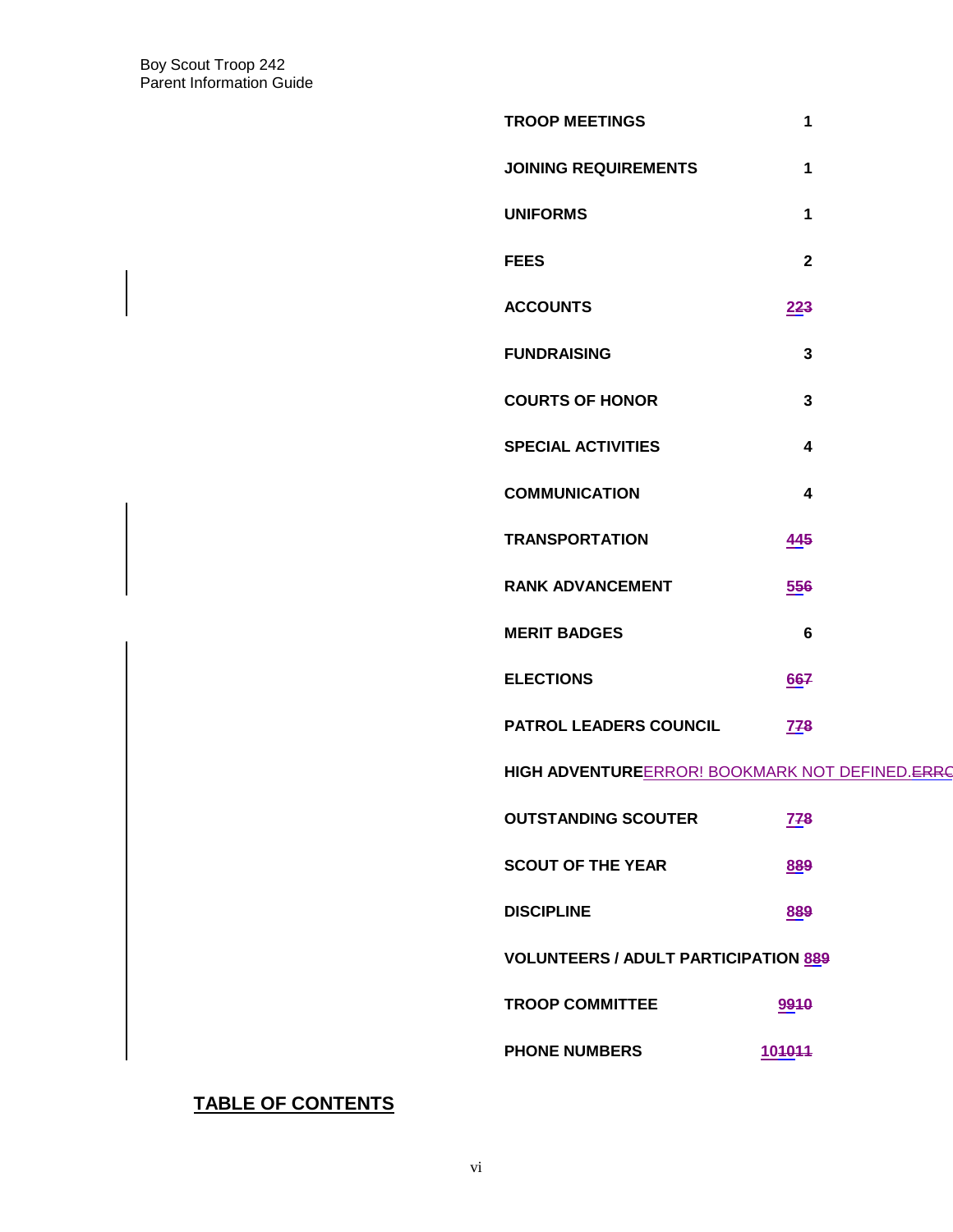| | |
|---|---|
| **TROOP MEETINGS** | **1** |
| **JOINING REQUIREMENTS** | **1** |
| **UNIFORMS** | **1** |
| **FEES** | **2** |
| **ACCOUNTS** | **223** |
| **FUNDRAISING** | **3** |
| **COURTS OF HONOR** | **3** |
| **SPECIAL ACTIVITIES** | **4** |
| **COMMUNICATION** | **4** |
| **TRANSPORTATION** | **445** |
| **RANK ADVANCEMENT** | **556** |
| **MERIT BADGES** | **6** |
| **ELECTIONS** | **667** |
| **PATROL LEADERS COUNCIL** | **778** |
| **HIGH ADVENTURE** | ERROR! BOOKMARK NOT DEFINED.ERRO |
| **OUTSTANDING SCOUTER** | **778** |
| **SCOUT OF THE YEAR** | **889** |
| **DISCIPLINE** | **889** |
| **VOLUNTEERS / ADULT PARTICIPATION** | **889** |
| **TROOP COMMITTEE** | **9910** |
| **PHONE NUMBERS** | **101011** |

## TABLE OF CONTENTS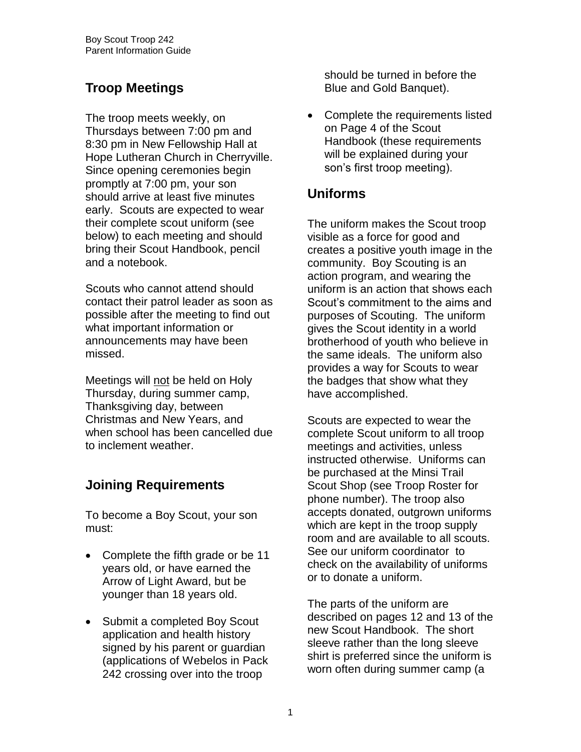## Troop Meetings

The troop meets weekly, on Thursdays between 7:00 pm and 8:30 pm in New Fellowship Hall at Hope Lutheran Church in Cherryville. Since opening ceremonies begin promptly at 7:00 pm, your son should arrive at least five minutes early. Scouts are expected to wear their complete scout uniform (see below) to each meeting and should bring their Scout Handbook, pencil and a notebook.

Scouts who cannot attend should contact their patrol leader as soon as possible after the meeting to find out what important information or announcements may have been missed.

Meetings will <u>not</u> be held on Holy Thursday, during summer camp, Thanksgiving day, between Christmas and New Years, and when school has been cancelled due to inclement weather.

## Joining Requirements

To become a Boy Scout, your son must:

- Complete the fifth grade or be 11 years old, or have earned the Arrow of Light Award, but be younger than 18 years old.
- Submit a completed Boy Scout application and health history signed by his parent or guardian (applications of Webelos in Pack 242 crossing over into the troop should be turned in before the Blue and Gold Banquet).
- Complete the requirements listed on Page 4 of the Scout Handbook (these requirements will be explained during your son's first troop meeting).

## Uniforms

The uniform makes the Scout troop visible as a force for good and creates a positive youth image in the community. Boy Scouting is an action program, and wearing the uniform is an action that shows each Scout's commitment to the aims and purposes of Scouting. The uniform gives the Scout identity in a world brotherhood of youth who believe in the same ideals. The uniform also provides a way for Scouts to wear the badges that show what they have accomplished.

Scouts are expected to wear the complete Scout uniform to all troop meetings and activities, unless instructed otherwise. Uniforms can be purchased at the Minsi Trail Scout Shop (see Troop Roster for phone number). The troop also accepts donated, outgrown uniforms which are kept in the troop supply room and are available to all scouts. See our uniform coordinator to check on the availability of uniforms or to donate a uniform.

The parts of the uniform are described on pages 12 and 13 of the new Scout Handbook. The short sleeve rather than the long sleeve shirt is preferred since the uniform is worn often during summer camp (a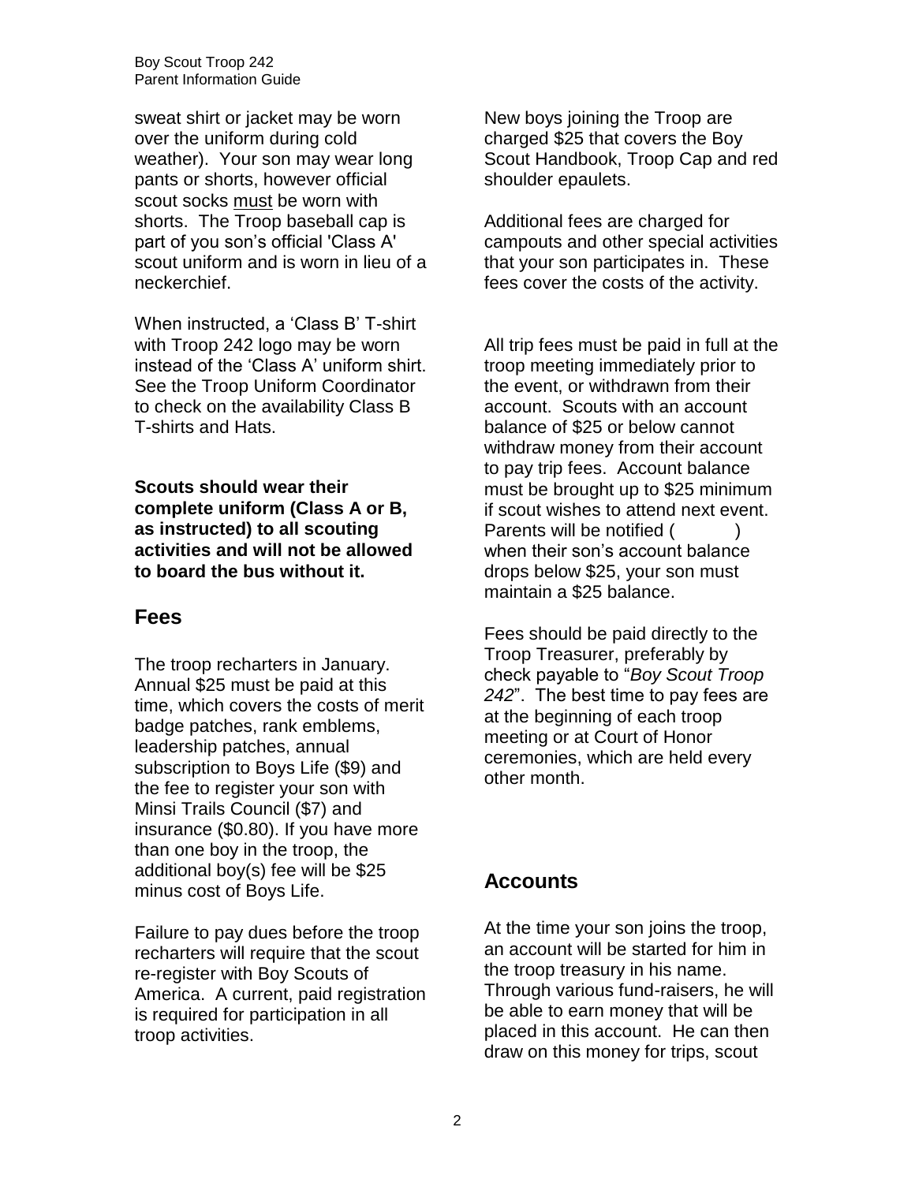sweat shirt or jacket may be worn over the uniform during cold weather). Your son may wear long pants or shorts, however official scout socks must be worn with shorts. The Troop baseball cap is part of you son's official 'Class A' scout uniform and is worn in lieu of a neckerchief.

When instructed, a 'Class B' T-shirt with Troop 242 logo may be worn instead of the 'Class A' uniform shirt. See the Troop Uniform Coordinator to check on the availability Class B T-shirts and Hats.

**Scouts should wear their complete uniform (Class A or B, as instructed) to all scouting activities and will not be allowed to board the bus without it.**

## Fees

The troop recharters in January. Annual $25 must be paid at this time, which covers the costs of merit badge patches, rank emblems, leadership patches, annual subscription to Boys Life ($9) and the fee to register your son with Minsi Trails Council ($7) and insurance ($0.80). If you have more than one boy in the troop, the additional boy(s) fee will be $25 minus cost of Boys Life.

Failure to pay dues before the troop recharters will require that the scout re-register with Boy Scouts of America. A current, paid registration is required for participation in all troop activities.

New boys joining the Troop are charged $25 that covers the Boy Scout Handbook, Troop Cap and red shoulder epaulets.

Additional fees are charged for campouts and other special activities that your son participates in. These fees cover the costs of the activity.

All trip fees must be paid in full at the troop meeting immediately prior to the event, or withdrawn from their account. Scouts with an account balance of $25 or below cannot withdraw money from their account to pay trip fees. Account balance must be brought up to $25 minimum if scout wishes to attend next event. Parents will be notified ( ) when their son's account balance drops below $25, your son must maintain a $25 balance.

Fees should be paid directly to the Troop Treasurer, preferably by check payable to "*Boy Scout Troop 242*". The best time to pay fees are at the beginning of each troop meeting or at Court of Honor ceremonies, which are held every other month.

## Accounts

At the time your son joins the troop, an account will be started for him in the troop treasury in his name. Through various fund-raisers, he will be able to earn money that will be placed in this account. He can then draw on this money for trips, scout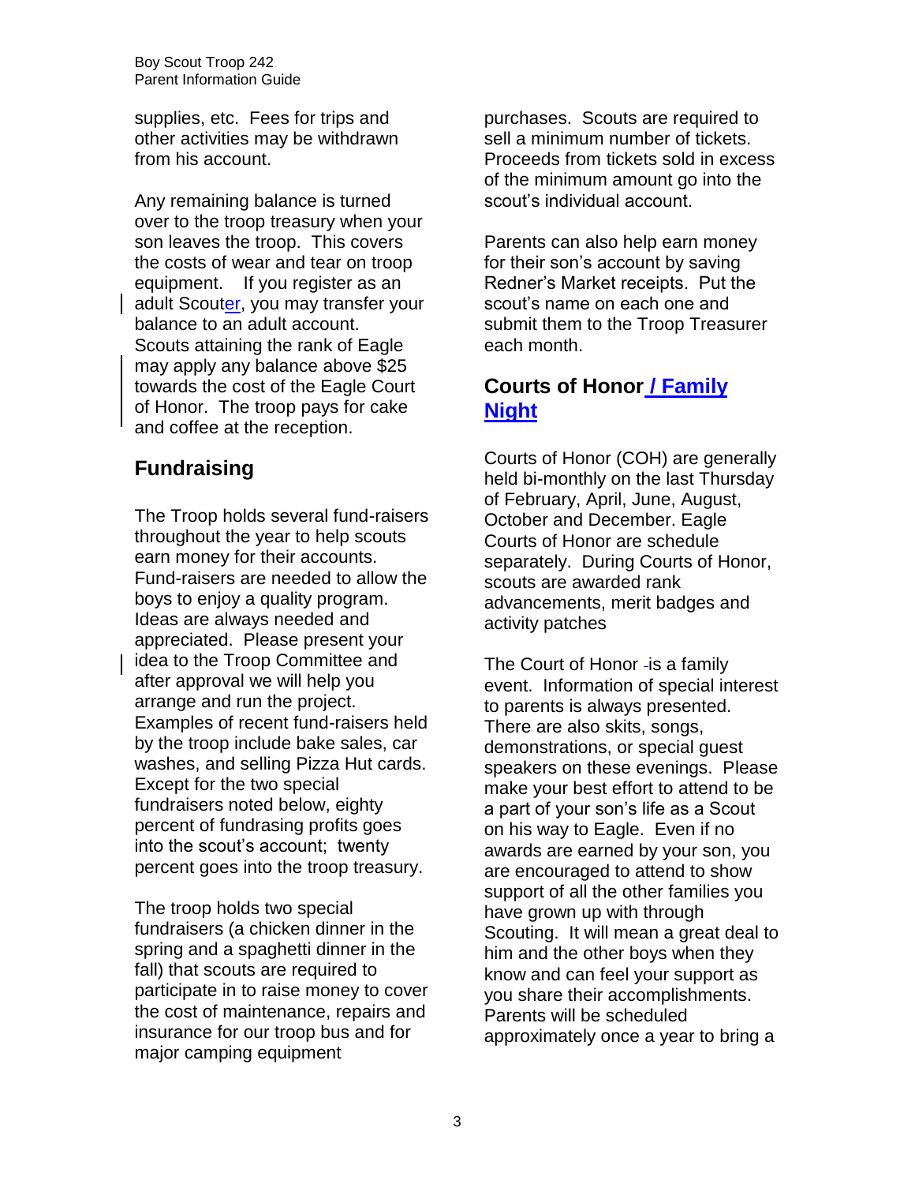supplies, etc. Fees for trips and other activities may be withdrawn from his account.

Any remaining balance is turned over to the troop treasury when your son leaves the troop. This covers the costs of wear and tear on troop equipment. If you register as an adult Scouter, you may transfer your balance to an adult account. Scouts attaining the rank of Eagle may apply any balance above $25 towards the cost of the Eagle Court of Honor. The troop pays for cake and coffee at the reception.

## Fundraising

The Troop holds several fund-raisers throughout the year to help scouts earn money for their accounts. Fund-raisers are needed to allow the boys to enjoy a quality program. Ideas are always needed and appreciated. Please present your idea to the Troop Committee and after approval we will help you arrange and run the project. Examples of recent fund-raisers held by the troop include bake sales, car washes, and selling Pizza Hut cards. Except for the two special fundraisers noted below, eighty percent of fundrasing profits goes into the scout's account; twenty percent goes into the troop treasury.

The troop holds two special fundraisers (a chicken dinner in the spring and a spaghetti dinner in the fall) that scouts are required to participate in to raise money to cover the cost of maintenance, repairs and insurance for our troop bus and for major camping equipment purchases. Scouts are required to sell a minimum number of tickets. Proceeds from tickets sold in excess of the minimum amount go into the scout's individual account.

Parents can also help earn money for their son's account by saving Redner's Market receipts. Put the scout's name on each one and submit them to the Troop Treasurer each month.

## Courts of Honor / Family Night

Courts of Honor (COH) are generally held bi-monthly on the last Thursday of February, April, June, August, October and December. Eagle Courts of Honor are schedule separately. During Courts of Honor, scouts are awarded rank advancements, merit badges and activity patches

The Court of Honor is a family event. Information of special interest to parents is always presented. There are also skits, songs, demonstrations, or special guest speakers on these evenings. Please make your best effort to attend to be a part of your son's life as a Scout on his way to Eagle. Even if no awards are earned by your son, you are encouraged to attend to show support of all the other families you have grown up with through Scouting. It will mean a great deal to him and the other boys when they know and can feel your support as you share their accomplishments. Parents will be scheduled approximately once a year to bring a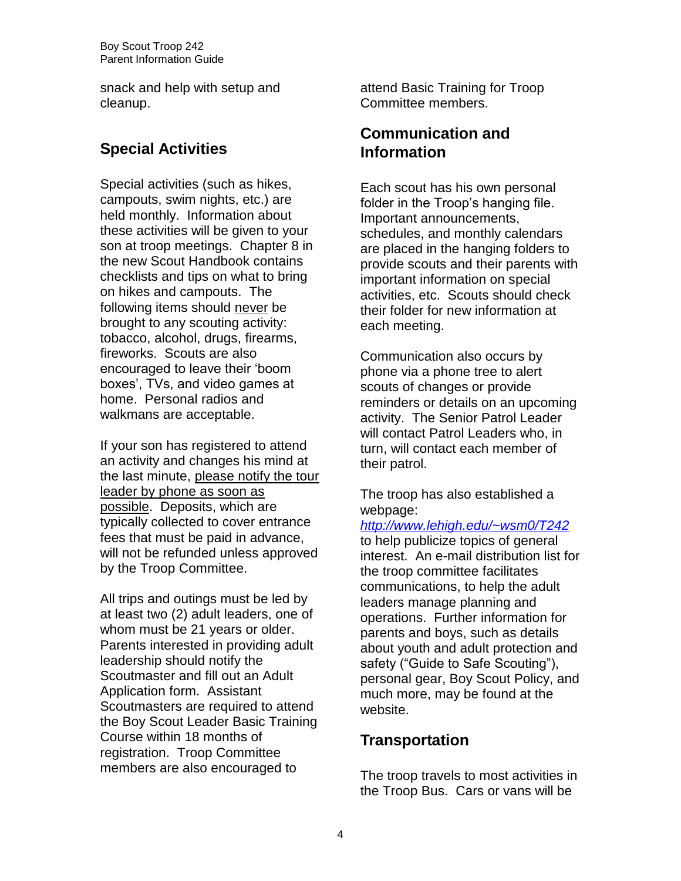snack and help with setup and cleanup.

## Special Activities

Special activities (such as hikes, campouts, swim nights, etc.) are held monthly. Information about these activities will be given to your son at troop meetings. Chapter 8 in the new Scout Handbook contains checklists and tips on what to bring on hikes and campouts. The following items should <u>never</u> be brought to any scouting activity: tobacco, alcohol, drugs, firearms, fireworks. Scouts are also encouraged to leave their 'boom boxes', TVs, and video games at home. Personal radios and walkmans are acceptable.

If your son has registered to attend an activity and changes his mind at the last minute, <u>please notify the tour leader by phone as soon as possible</u>. Deposits, which are typically collected to cover entrance fees that must be paid in advance, will not be refunded unless approved by the Troop Committee.

All trips and outings must be led by at least two (2) adult leaders, one of whom must be 21 years or older. Parents interested in providing adult leadership should notify the Scoutmaster and fill out an Adult Application form. Assistant Scoutmasters are required to attend the Boy Scout Leader Basic Training Course within 18 months of registration. Troop Committee members are also encouraged to attend Basic Training for Troop Committee members.

## Communication and Information

Each scout has his own personal folder in the Troop's hanging file. Important announcements, schedules, and monthly calendars are placed in the hanging folders to provide scouts and their parents with important information on special activities, etc. Scouts should check their folder for new information at each meeting.

Communication also occurs by phone via a phone tree to alert scouts of changes or provide reminders or details on an upcoming activity. The Senior Patrol Leader will contact Patrol Leaders who, in turn, will contact each member of their patrol.

The troop has also established a webpage: *http://www.lehigh.edu/~wsm0/T242* to help publicize topics of general interest. An e-mail distribution list for the troop committee facilitates communications, to help the adult leaders manage planning and operations. Further information for parents and boys, such as details about youth and adult protection and safety ("Guide to Safe Scouting"), personal gear, Boy Scout Policy, and much more, may be found at the website.

## Transportation

The troop travels to most activities in the Troop Bus. Cars or vans will be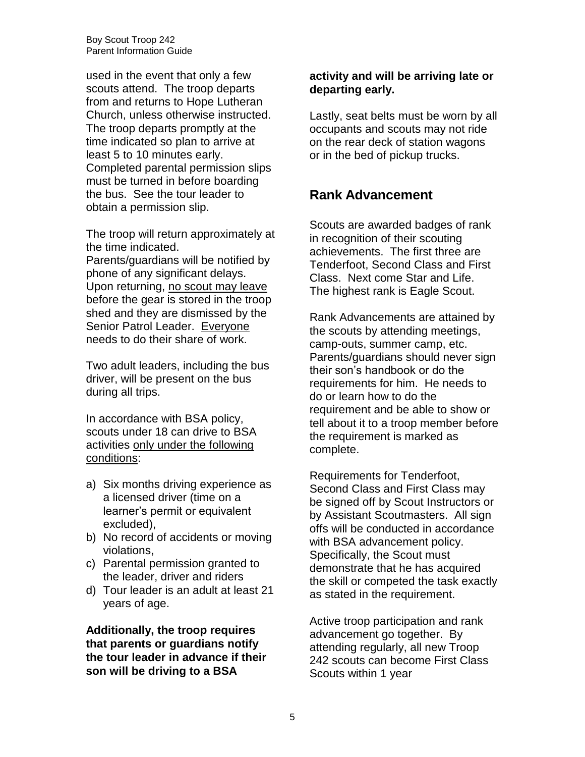used in the event that only a few scouts attend. The troop departs from and returns to Hope Lutheran Church, unless otherwise instructed. The troop departs promptly at the time indicated so plan to arrive at least 5 to 10 minutes early. Completed parental permission slips must be turned in before boarding the bus. See the tour leader to obtain a permission slip.

The troop will return approximately at the time indicated. Parents/guardians will be notified by phone of any significant delays. Upon returning, <u>no scout may leave</u> before the gear is stored in the troop shed and they are dismissed by the Senior Patrol Leader. <u>Everyone</u> needs to do their share of work.

Two adult leaders, including the bus driver, will be present on the bus during all trips.

In accordance with BSA policy, scouts under 18 can drive to BSA activities <u>only under the following conditions</u>:

a) Six months driving experience as a licensed driver (time on a learner's permit or equivalent excluded),
b) No record of accidents or moving violations,
c) Parental permission granted to the leader, driver and riders
d) Tour leader is an adult at least 21 years of age.

**Additionally, the troop requires that parents or guardians notify the tour leader in advance if their son will be driving to a BSA activity and will be arriving late or departing early.**

Lastly, seat belts must be worn by all occupants and scouts may not ride on the rear deck of station wagons or in the bed of pickup trucks.

## Rank Advancement

Scouts are awarded badges of rank in recognition of their scouting achievements. The first three are Tenderfoot, Second Class and First Class. Next come Star and Life. The highest rank is Eagle Scout.

Rank Advancements are attained by the scouts by attending meetings, camp-outs, summer camp, etc. Parents/guardians should never sign their son's handbook or do the requirements for him. He needs to do or learn how to do the requirement and be able to show or tell about it to a troop member before the requirement is marked as complete.

Requirements for Tenderfoot, Second Class and First Class may be signed off by Scout Instructors or by Assistant Scoutmasters. All sign offs will be conducted in accordance with BSA advancement policy. Specifically, the Scout must demonstrate that he has acquired the skill or competed the task exactly as stated in the requirement.

Active troop participation and rank advancement go together. By attending regularly, all new Troop 242 scouts can become First Class Scouts within 1 year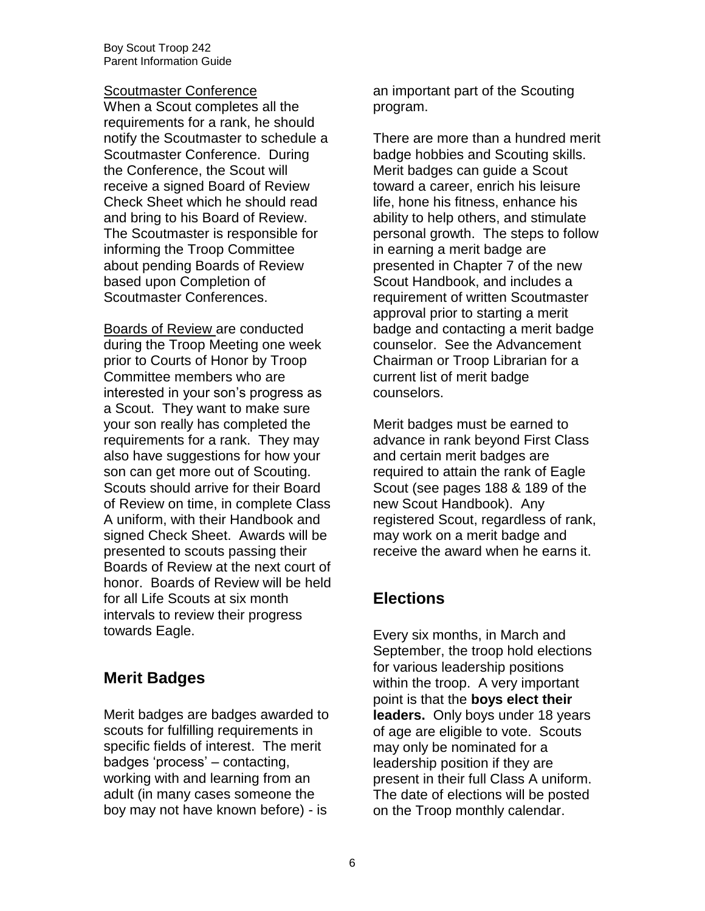Scoutmaster Conference

When a Scout completes all the requirements for a rank, he should notify the Scoutmaster to schedule a Scoutmaster Conference. During the Conference, the Scout will receive a signed Board of Review Check Sheet which he should read and bring to his Board of Review. The Scoutmaster is responsible for informing the Troop Committee about pending Boards of Review based upon Completion of Scoutmaster Conferences.

Boards of Review are conducted during the Troop Meeting one week prior to Courts of Honor by Troop Committee members who are interested in your son's progress as a Scout. They want to make sure your son really has completed the requirements for a rank. They may also have suggestions for how your son can get more out of Scouting. Scouts should arrive for their Board of Review on time, in complete Class A uniform, with their Handbook and signed Check Sheet. Awards will be presented to scouts passing their Boards of Review at the next court of honor. Boards of Review will be held for all Life Scouts at six month intervals to review their progress towards Eagle.

## Merit Badges

Merit badges are badges awarded to scouts for fulfilling requirements in specific fields of interest. The merit badges 'process' – contacting, working with and learning from an adult (in many cases someone the boy may not have known before) - is an important part of the Scouting program.

There are more than a hundred merit badge hobbies and Scouting skills. Merit badges can guide a Scout toward a career, enrich his leisure life, hone his fitness, enhance his ability to help others, and stimulate personal growth. The steps to follow in earning a merit badge are presented in Chapter 7 of the new Scout Handbook, and includes a requirement of written Scoutmaster approval prior to starting a merit badge and contacting a merit badge counselor. See the Advancement Chairman or Troop Librarian for a current list of merit badge counselors.

Merit badges must be earned to advance in rank beyond First Class and certain merit badges are required to attain the rank of Eagle Scout (see pages 188 & 189 of the new Scout Handbook). Any registered Scout, regardless of rank, may work on a merit badge and receive the award when he earns it.

## Elections

Every six months, in March and September, the troop hold elections for various leadership positions within the troop. A very important point is that the **boys elect their leaders.** Only boys under 18 years of age are eligible to vote. Scouts may only be nominated for a leadership position if they are present in their full Class A uniform. The date of elections will be posted on the Troop monthly calendar.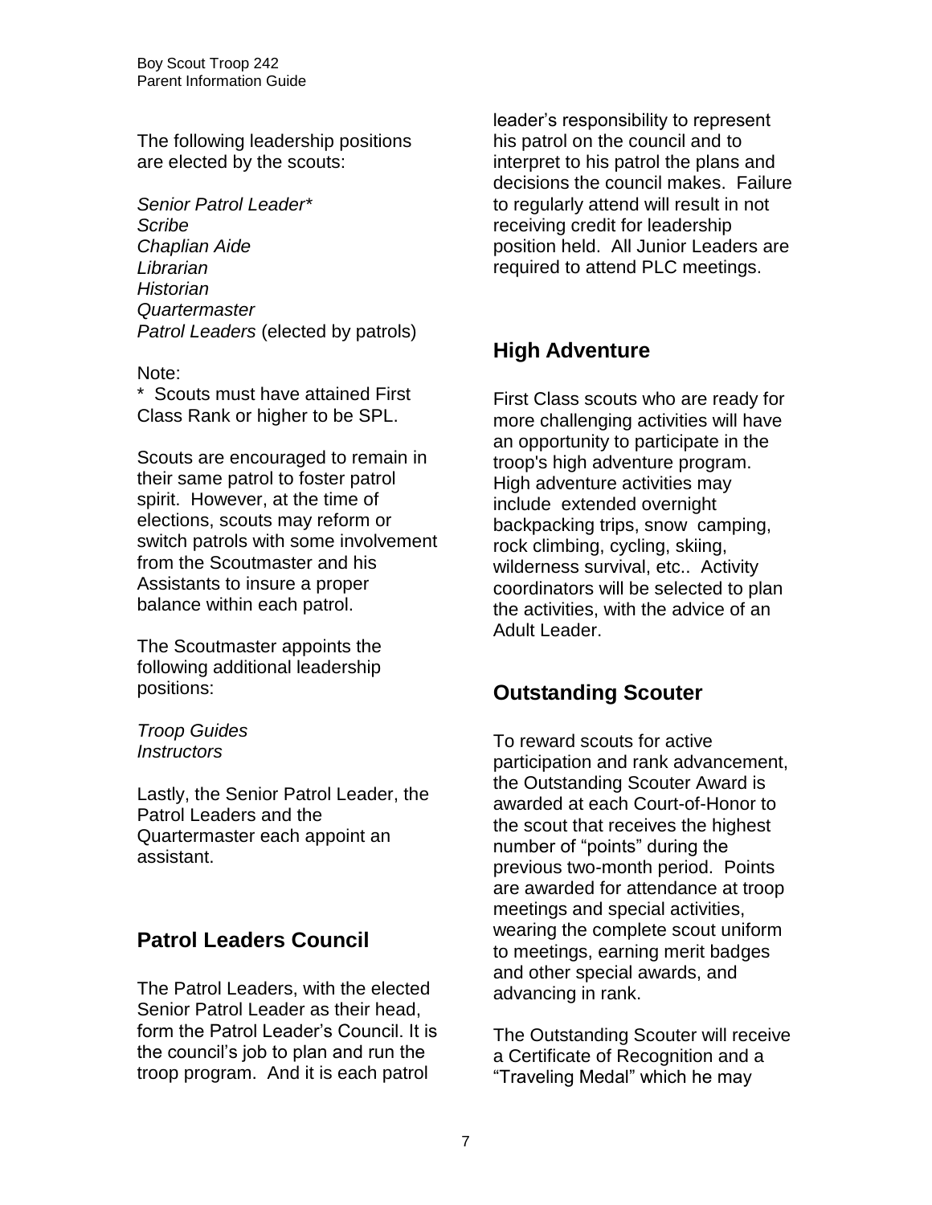The following leadership positions are elected by the scouts:

*Senior Patrol Leader**
*Scribe*
*Chaplian Aide*
*Librarian*
*Historian*
*Quartermaster*
*Patrol Leaders* (elected by patrols)

Note:
\* Scouts must have attained First Class Rank or higher to be SPL.

Scouts are encouraged to remain in their same patrol to foster patrol spirit. However, at the time of elections, scouts may reform or switch patrols with some involvement from the Scoutmaster and his Assistants to insure a proper balance within each patrol.

The Scoutmaster appoints the following additional leadership positions:

*Troop Guides*
*Instructors*

Lastly, the Senior Patrol Leader, the Patrol Leaders and the Quartermaster each appoint an assistant.

## Patrol Leaders Council

The Patrol Leaders, with the elected Senior Patrol Leader as their head, form the Patrol Leader's Council. It is the council's job to plan and run the troop program. And it is each patrol leader's responsibility to represent his patrol on the council and to interpret to his patrol the plans and decisions the council makes. Failure to regularly attend will result in not receiving credit for leadership position held. All Junior Leaders are required to attend PLC meetings.

## High Adventure

First Class scouts who are ready for more challenging activities will have an opportunity to participate in the troop's high adventure program. High adventure activities may include extended overnight backpacking trips, snow camping, rock climbing, cycling, skiing, wilderness survival, etc.. Activity coordinators will be selected to plan the activities, with the advice of an Adult Leader.

## Outstanding Scouter

To reward scouts for active participation and rank advancement, the Outstanding Scouter Award is awarded at each Court-of-Honor to the scout that receives the highest number of "points" during the previous two-month period. Points are awarded for attendance at troop meetings and special activities, wearing the complete scout uniform to meetings, earning merit badges and other special awards, and advancing in rank.

The Outstanding Scouter will receive a Certificate of Recognition and a "Traveling Medal" which he may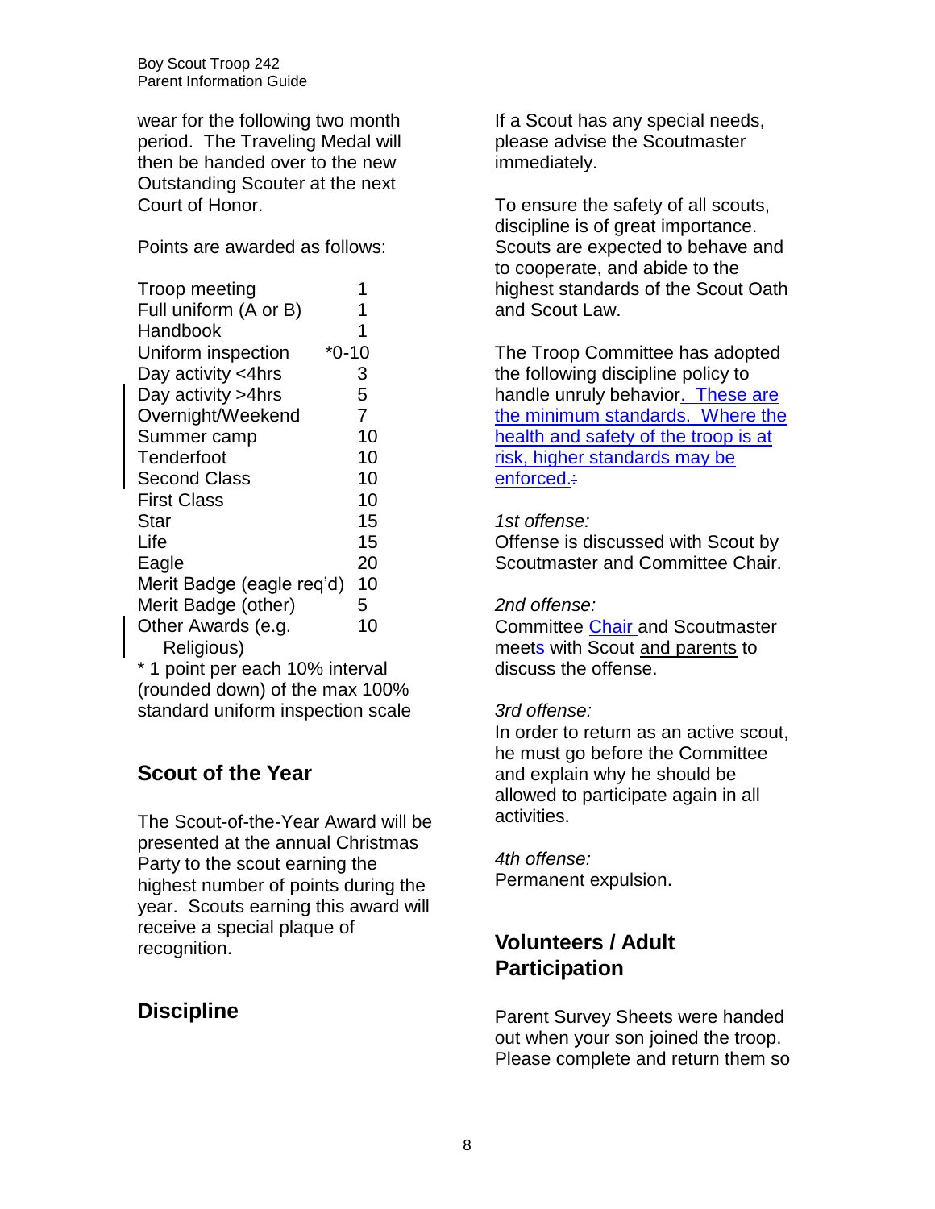wear for the following two month period. The Traveling Medal will then be handed over to the new Outstanding Scouter at the next Court of Honor.

Points are awarded as follows:

| | |
|---|---|
| Troop meeting | 1 |
| Full uniform (A or B) | 1 |
| Handbook | 1 |
| Uniform inspection | *0-10 |
| Day activity <4hrs | 3 |
| Day activity >4hrs | 5 |
| Overnight/Weekend | 7 |
| Summer camp | 10 |
| Tenderfoot | 10 |
| Second Class | 10 |
| First Class | 10 |
| Star | 15 |
| Life | 15 |
| Eagle | 20 |
| Merit Badge (eagle req'd) | 10 |
| Merit Badge (other) | 5 |
| Other Awards (e.g. Religious) | 10 |

* 1 point per each 10% interval (rounded down) of the max 100% standard uniform inspection scale

## Scout of the Year

The Scout-of-the-Year Award will be presented at the annual Christmas Party to the scout earning the highest number of points during the year. Scouts earning this award will receive a special plaque of recognition.

## Discipline

If a Scout has any special needs, please advise the Scoutmaster immediately.

To ensure the safety of all scouts, discipline is of great importance. Scouts are expected to behave and to cooperate, and abide to the highest standards of the Scout Oath and Scout Law.

The Troop Committee has adopted the following discipline policy to handle unruly behavior. These are the minimum standards. Where the health and safety of the troop is at risk, higher standards may be enforced.

*1st offense:*
Offense is discussed with Scout by Scoutmaster and Committee Chair.

*2nd offense:*
Committee Chair and Scoutmaster meet with Scout and parents to discuss the offense.

*3rd offense:*
In order to return as an active scout, he must go before the Committee and explain why he should be allowed to participate again in all activities.

*4th offense:*
Permanent expulsion.

## Volunteers / Adult Participation

Parent Survey Sheets were handed out when your son joined the troop. Please complete and return them so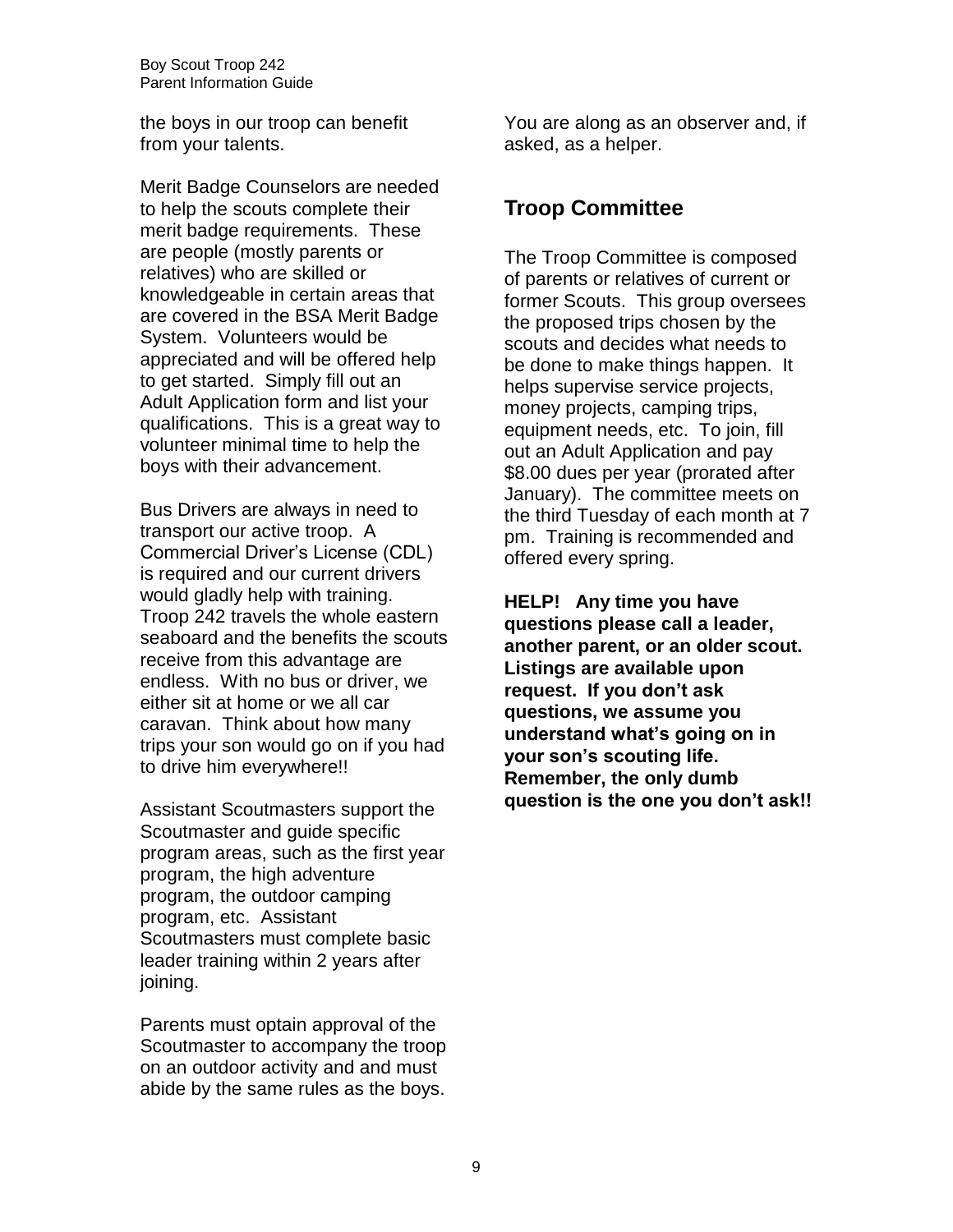the boys in our troop can benefit from your talents.

Merit Badge Counselors are needed to help the scouts complete their merit badge requirements. These are people (mostly parents or relatives) who are skilled or knowledgeable in certain areas that are covered in the BSA Merit Badge System. Volunteers would be appreciated and will be offered help to get started. Simply fill out an Adult Application form and list your qualifications. This is a great way to volunteer minimal time to help the boys with their advancement.

Bus Drivers are always in need to transport our active troop. A Commercial Driver's License (CDL) is required and our current drivers would gladly help with training. Troop 242 travels the whole eastern seaboard and the benefits the scouts receive from this advantage are endless. With no bus or driver, we either sit at home or we all car caravan. Think about how many trips your son would go on if you had to drive him everywhere!!

Assistant Scoutmasters support the Scoutmaster and guide specific program areas, such as the first year program, the high adventure program, the outdoor camping program, etc. Assistant Scoutmasters must complete basic leader training within 2 years after joining.

Parents must optain approval of the Scoutmaster to accompany the troop on an outdoor activity and and must abide by the same rules as the boys. You are along as an observer and, if asked, as a helper.

## Troop Committee

The Troop Committee is composed of parents or relatives of current or former Scouts. This group oversees the proposed trips chosen by the scouts and decides what needs to be done to make things happen. It helps supervise service projects, money projects, camping trips, equipment needs, etc. To join, fill out an Adult Application and pay $8.00 dues per year (prorated after January). The committee meets on the third Tuesday of each month at 7 pm. Training is recommended and offered every spring.

**HELP! Any time you have questions please call a leader, another parent, or an older scout. Listings are available upon request. If you don't ask questions, we assume you understand what's going on in your son's scouting life. Remember, the only dumb question is the one you don't ask!!**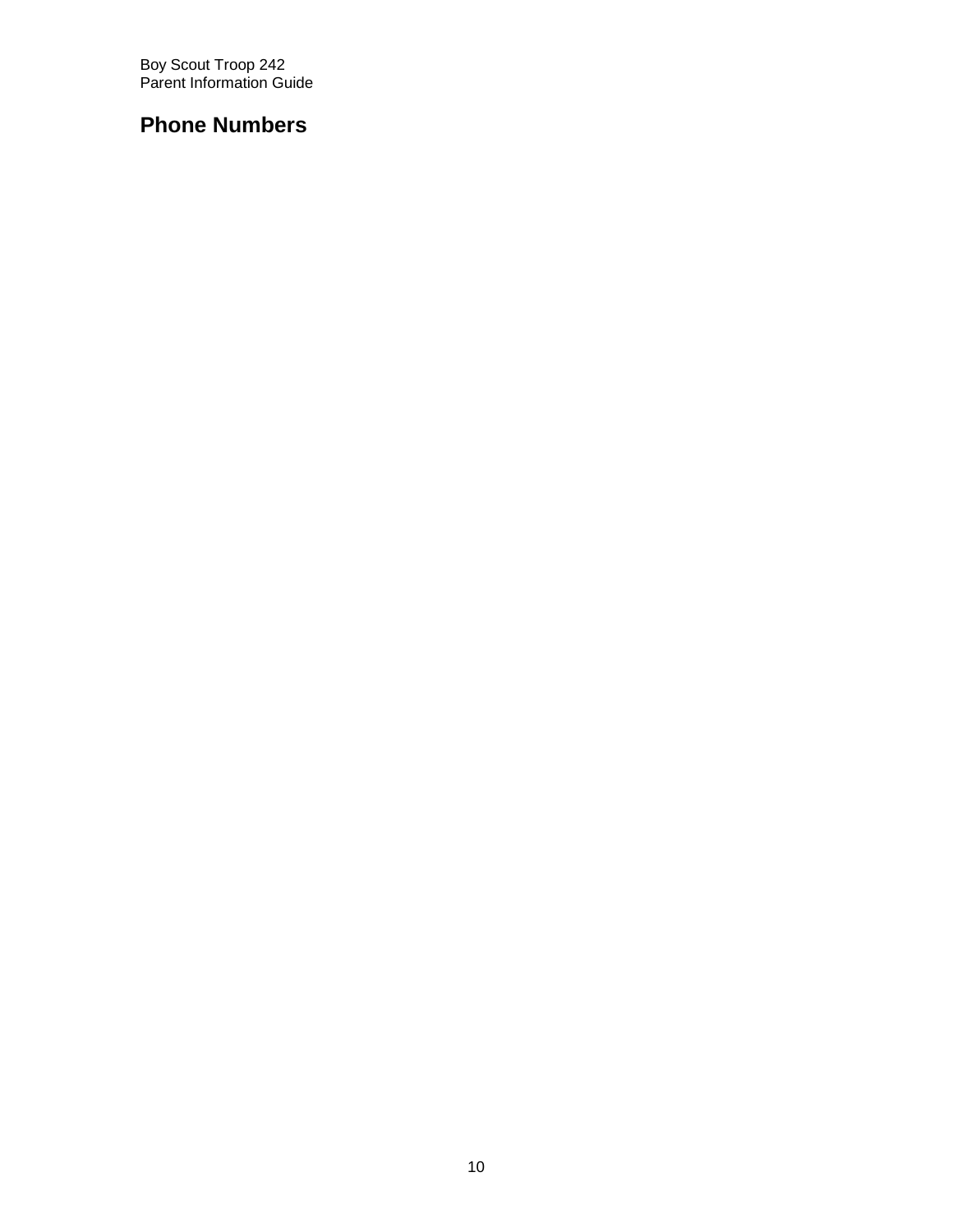## Phone Numbers